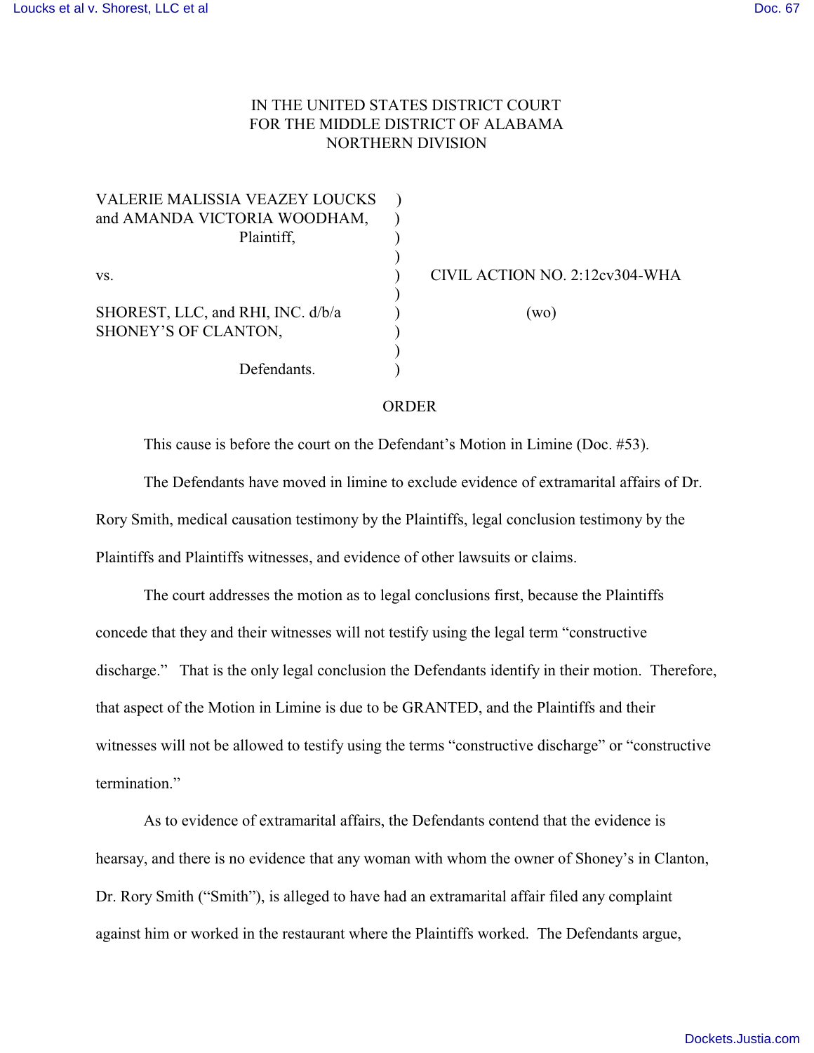IN THE UNITED STATES DISTRICT COURT
FOR THE MIDDLE DISTRICT OF ALABAMA
NORTHERN DIVISION

VALERIE MALISSIA VEAZEY LOUCKS and AMANDA VICTORIA WOODHAM,
Plaintiff,

vs.

SHOREST, LLC, and RHI, INC. d/b/a SHONEY'S OF CLANTON,

Defendants.

CIVIL ACTION NO. 2:12cv304-WHA

(wo)

ORDER

This cause is before the court on the Defendant's Motion in Limine (Doc. #53).

The Defendants have moved in limine to exclude evidence of extramarital affairs of Dr. Rory Smith, medical causation testimony by the Plaintiffs, legal conclusion testimony by the Plaintiffs and Plaintiffs witnesses, and evidence of other lawsuits or claims.

The court addresses the motion as to legal conclusions first, because the Plaintiffs concede that they and their witnesses will not testify using the legal term "constructive discharge." That is the only legal conclusion the Defendants identify in their motion. Therefore, that aspect of the Motion in Limine is due to be GRANTED, and the Plaintiffs and their witnesses will not be allowed to testify using the terms "constructive discharge" or "constructive termination."

As to evidence of extramarital affairs, the Defendants contend that the evidence is hearsay, and there is no evidence that any woman with whom the owner of Shoney's in Clanton, Dr. Rory Smith ("Smith"), is alleged to have had an extramarital affair filed any complaint against him or worked in the restaurant where the Plaintiffs worked. The Defendants argue,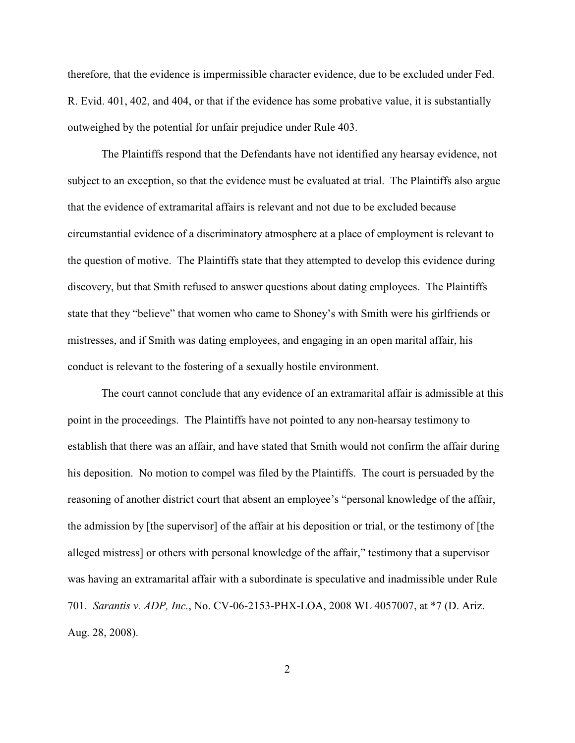therefore, that the evidence is impermissible character evidence, due to be excluded under Fed. R. Evid. 401, 402, and 404, or that if the evidence has some probative value, it is substantially outweighed by the potential for unfair prejudice under Rule 403.

The Plaintiffs respond that the Defendants have not identified any hearsay evidence, not subject to an exception, so that the evidence must be evaluated at trial. The Plaintiffs also argue that the evidence of extramarital affairs is relevant and not due to be excluded because circumstantial evidence of a discriminatory atmosphere at a place of employment is relevant to the question of motive. The Plaintiffs state that they attempted to develop this evidence during discovery, but that Smith refused to answer questions about dating employees. The Plaintiffs state that they "believe" that women who came to Shoney's with Smith were his girlfriends or mistresses, and if Smith was dating employees, and engaging in an open marital affair, his conduct is relevant to the fostering of a sexually hostile environment.

The court cannot conclude that any evidence of an extramarital affair is admissible at this point in the proceedings. The Plaintiffs have not pointed to any non-hearsay testimony to establish that there was an affair, and have stated that Smith would not confirm the affair during his deposition. No motion to compel was filed by the Plaintiffs. The court is persuaded by the reasoning of another district court that absent an employee's "personal knowledge of the affair, the admission by [the supervisor] of the affair at his deposition or trial, or the testimony of [the alleged mistress] or others with personal knowledge of the affair," testimony that a supervisor was having an extramarital affair with a subordinate is speculative and inadmissible under Rule 701. *Sarantis v. ADP, Inc.*, No. CV-06-2153-PHX-LOA, 2008 WL 4057007, at *7 (D. Ariz. Aug. 28, 2008).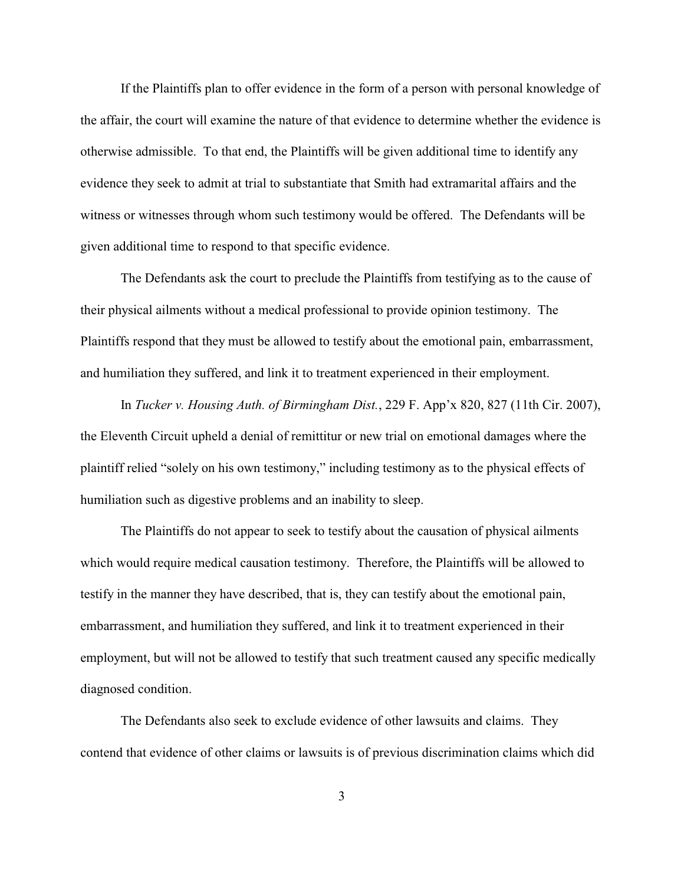If the Plaintiffs plan to offer evidence in the form of a person with personal knowledge of the affair, the court will examine the nature of that evidence to determine whether the evidence is otherwise admissible. To that end, the Plaintiffs will be given additional time to identify any evidence they seek to admit at trial to substantiate that Smith had extramarital affairs and the witness or witnesses through whom such testimony would be offered. The Defendants will be given additional time to respond to that specific evidence.

The Defendants ask the court to preclude the Plaintiffs from testifying as to the cause of their physical ailments without a medical professional to provide opinion testimony. The Plaintiffs respond that they must be allowed to testify about the emotional pain, embarrassment, and humiliation they suffered, and link it to treatment experienced in their employment.

In *Tucker v. Housing Auth. of Birmingham Dist.*, 229 F. App'x 820, 827 (11th Cir. 2007), the Eleventh Circuit upheld a denial of remittitur or new trial on emotional damages where the plaintiff relied "solely on his own testimony," including testimony as to the physical effects of humiliation such as digestive problems and an inability to sleep.

The Plaintiffs do not appear to seek to testify about the causation of physical ailments which would require medical causation testimony. Therefore, the Plaintiffs will be allowed to testify in the manner they have described, that is, they can testify about the emotional pain, embarrassment, and humiliation they suffered, and link it to treatment experienced in their employment, but will not be allowed to testify that such treatment caused any specific medically diagnosed condition.

The Defendants also seek to exclude evidence of other lawsuits and claims. They contend that evidence of other claims or lawsuits is of previous discrimination claims which did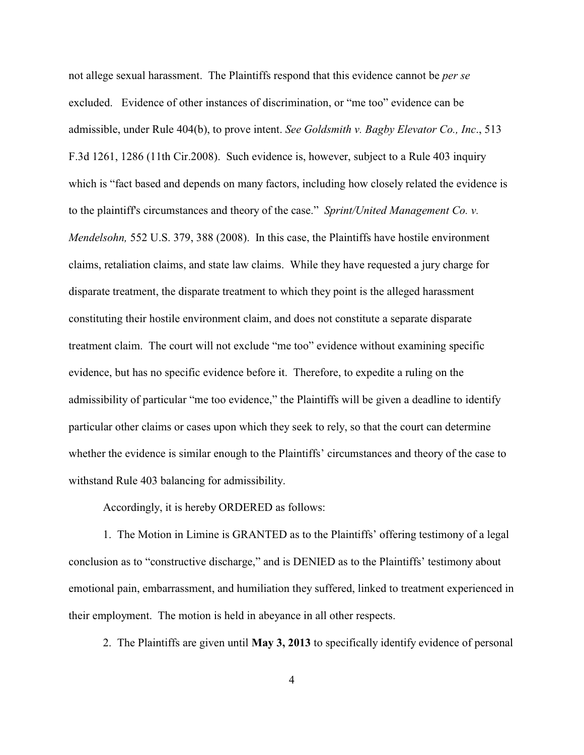not allege sexual harassment. The Plaintiffs respond that this evidence cannot be *per se* excluded. Evidence of other instances of discrimination, or "me too" evidence can be admissible, under Rule 404(b), to prove intent. *See Goldsmith v. Bagby Elevator Co., Inc*., 513 F.3d 1261, 1286 (11th Cir.2008). Such evidence is, however, subject to a Rule 403 inquiry which is "fact based and depends on many factors, including how closely related the evidence is to the plaintiff's circumstances and theory of the case." *Sprint/United Management Co. v. Mendelsohn,* 552 U.S. 379, 388 (2008). In this case, the Plaintiffs have hostile environment claims, retaliation claims, and state law claims. While they have requested a jury charge for disparate treatment, the disparate treatment to which they point is the alleged harassment constituting their hostile environment claim, and does not constitute a separate disparate treatment claim. The court will not exclude "me too" evidence without examining specific evidence, but has no specific evidence before it. Therefore, to expedite a ruling on the admissibility of particular "me too evidence," the Plaintiffs will be given a deadline to identify particular other claims or cases upon which they seek to rely, so that the court can determine whether the evidence is similar enough to the Plaintiffs' circumstances and theory of the case to withstand Rule 403 balancing for admissibility.

Accordingly, it is hereby ORDERED as follows:

1. The Motion in Limine is GRANTED as to the Plaintiffs' offering testimony of a legal conclusion as to "constructive discharge," and is DENIED as to the Plaintiffs' testimony about emotional pain, embarrassment, and humiliation they suffered, linked to treatment experienced in their employment. The motion is held in abeyance in all other respects.

2. The Plaintiffs are given until **May 3, 2013** to specifically identify evidence of personal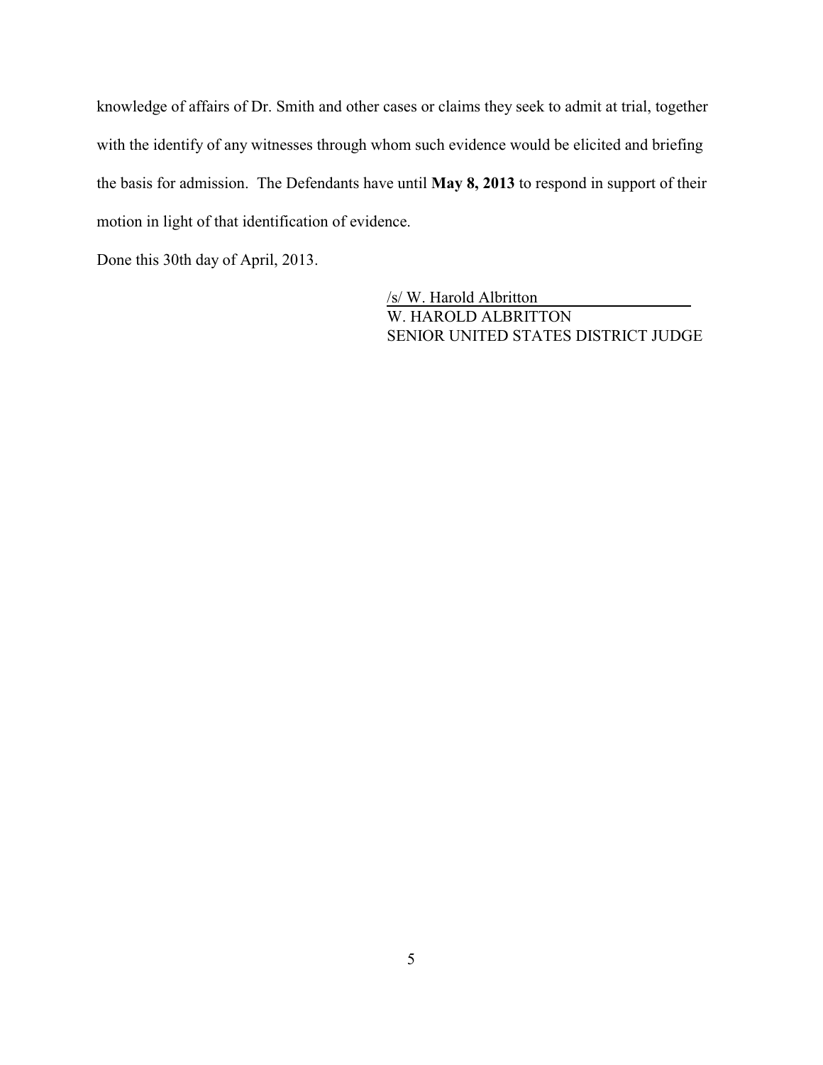knowledge of affairs of Dr. Smith and other cases or claims they seek to admit at trial, together with the identify of any witnesses through whom such evidence would be elicited and briefing the basis for admission. The Defendants have until **May 8, 2013** to respond in support of their motion in light of that identification of evidence.

Done this 30th day of April, 2013.

/s/ W. Harold Albritton
W. HAROLD ALBRITTON
SENIOR UNITED STATES DISTRICT JUDGE